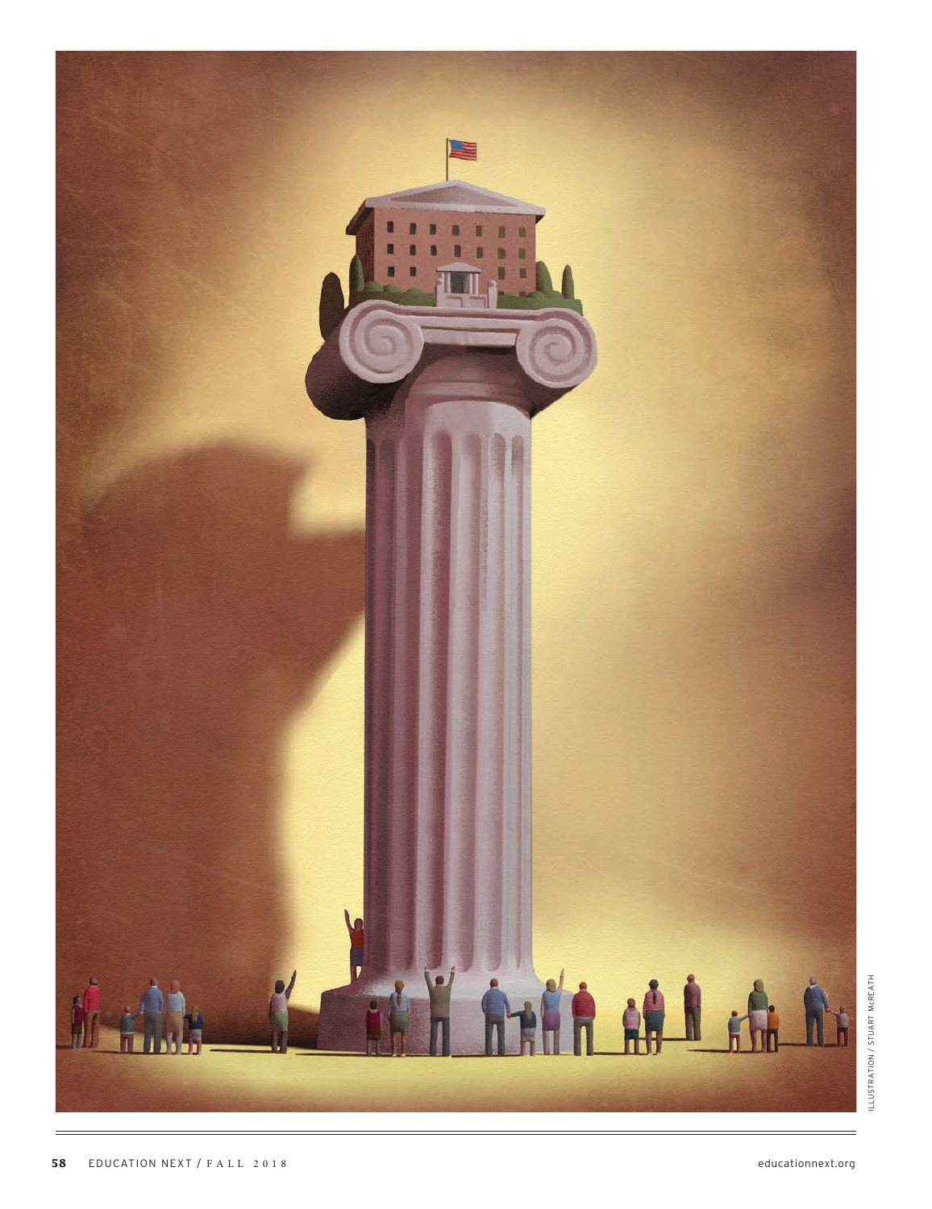ILLUSTRATION / STUART McREATH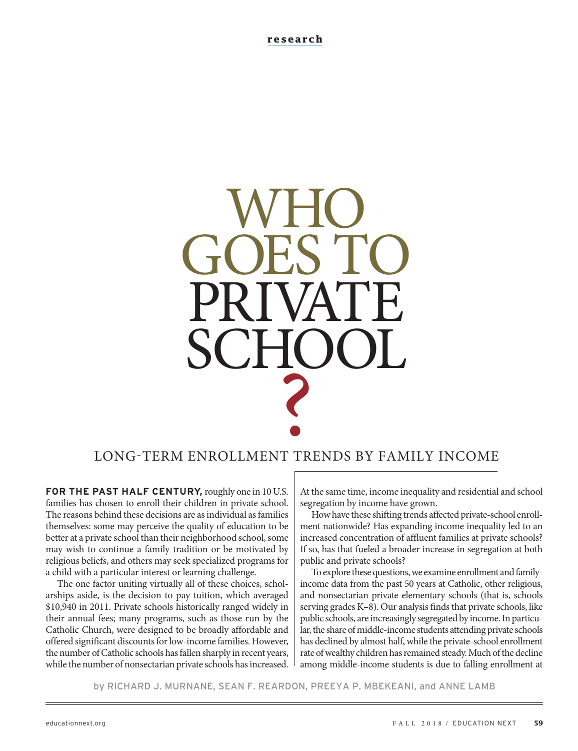# WHO GOES TO PRIVATE SCHOOL?

## LONG-TERM ENROLLMENT TRENDS BY FAMILY INCOME

by RICHARD J. MURNANE, SEAN F. REARDON, PREEYA P. MBEKEANI, and ANNE LAMB

**FOR THE PAST HALF CENTURY,** roughly one in 10 U.S. families has chosen to enroll their children in private school. The reasons behind these decisions are as individual as families themselves: some may perceive the quality of education to be better at a private school than their neighborhood school, some may wish to continue a family tradition or be motivated by religious beliefs, and others may seek specialized programs for a child with a particular interest or learning challenge.

The one factor uniting virtually all of these choices, scholarships aside, is the decision to pay tuition, which averaged $10,940 in 2011. Private schools historically ranged widely in their annual fees; many programs, such as those run by the Catholic Church, were designed to be broadly affordable and offered significant discounts for low-income families. However, the number of Catholic schools has fallen sharply in recent years, while the number of nonsectarian private schools has increased. At the same time, income inequality and residential and school segregation by income have grown.

How have these shifting trends affected private-school enrollment nationwide? Has expanding income inequality led to an increased concentration of affluent families at private schools? If so, has that fueled a broader increase in segregation at both public and private schools?

To explore these questions, we examine enrollment and family-income data from the past 50 years at Catholic, other religious, and nonsectarian private elementary schools (that is, schools serving grades K–8). Our analysis finds that private schools, like public schools, are increasingly segregated by income. In particular, the share of middle-income students attending private schools has declined by almost half, while the private-school enrollment rate of wealthy children has remained steady. Much of the decline among middle-income students is due to falling enrollment at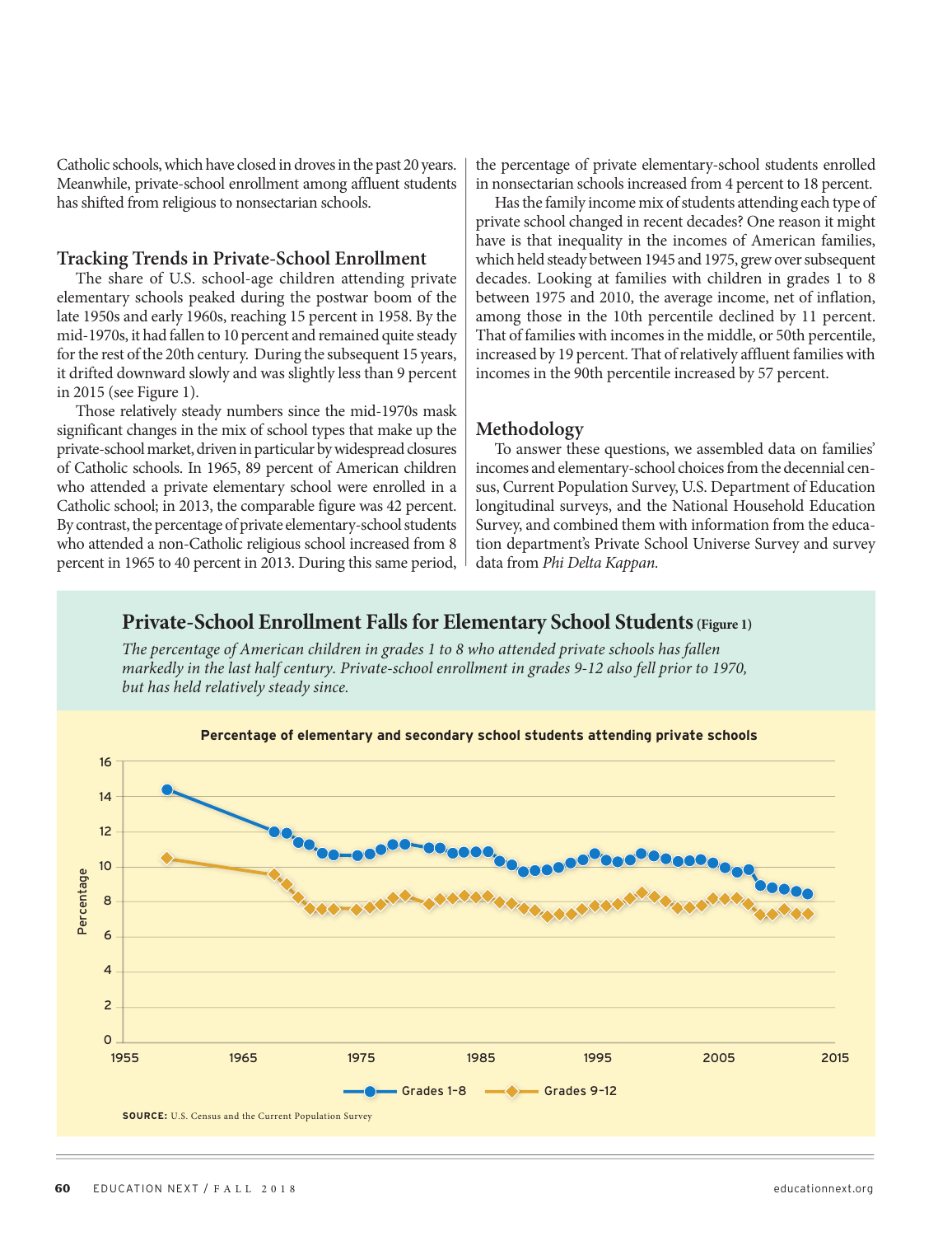Catholic schools, which have closed in droves in the past 20 years. Meanwhile, private-school enrollment among affluent students has shifted from religious to nonsectarian schools.

## Tracking Trends in Private-School Enrollment

The share of U.S. school-age children attending private elementary schools peaked during the postwar boom of the late 1950s and early 1960s, reaching 15 percent in 1958. By the mid-1970s, it had fallen to 10 percent and remained quite steady for the rest of the 20th century. During the subsequent 15 years, it drifted downward slowly and was slightly less than 9 percent in 2015 (see Figure 1).

Those relatively steady numbers since the mid-1970s mask significant changes in the mix of school types that make up the private-school market, driven in particular by widespread closures of Catholic schools. In 1965, 89 percent of American children who attended a private elementary school were enrolled in a Catholic school; in 2013, the comparable figure was 42 percent. By contrast, the percentage of private elementary-school students who attended a non-Catholic religious school increased from 8 percent in 1965 to 40 percent in 2013. During this same period, the percentage of private elementary-school students enrolled in nonsectarian schools increased from 4 percent to 18 percent.

Has the family income mix of students attending each type of private school changed in recent decades? One reason it might have is that inequality in the incomes of American families, which held steady between 1945 and 1975, grew over subsequent decades. Looking at families with children in grades 1 to 8 between 1975 and 2010, the average income, net of inflation, among those in the 10th percentile declined by 11 percent. That of families with incomes in the middle, or 50th percentile, increased by 19 percent. That of relatively affluent families with incomes in the 90th percentile increased by 57 percent.

## Methodology

To answer these questions, we assembled data on families' incomes and elementary-school choices from the decennial census, Current Population Survey, U.S. Department of Education longitudinal surveys, and the National Household Education Survey, and combined them with information from the education department's Private School Universe Survey and survey data from *Phi Delta Kappan.*

### Private-School Enrollment Falls for Elementary School Students (Figure 1)

*The percentage of American children in grades 1 to 8 who attended private schools has fallen markedly in the last half century. Private-school enrollment in grades 9-12 also fell prior to 1970, but has held relatively steady since.*

**Percentage of elementary and secondary school students attending private schools**

[Line chart: Percentage (0–16) by year (1955–2015); series: Grades 1-8, Grades 9-12]

**SOURCE:** U.S. Census and the Current Population Survey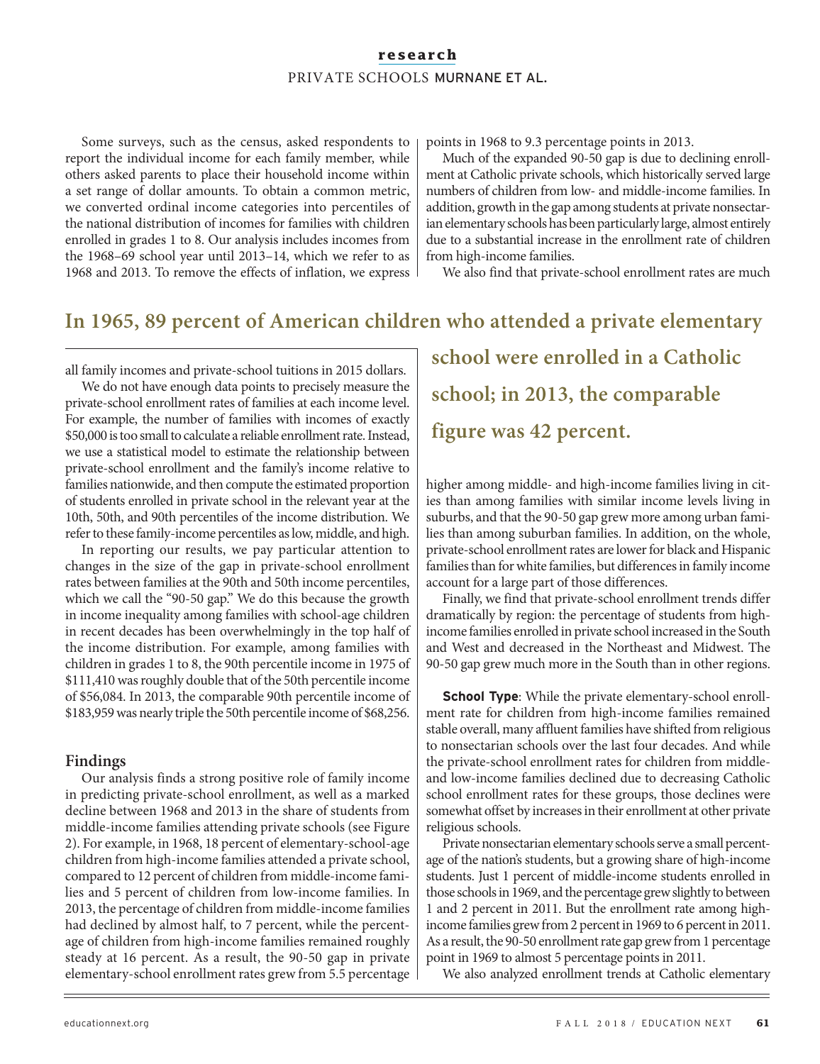Some surveys, such as the census, asked respondents to report the individual income for each family member, while others asked parents to place their household income within a set range of dollar amounts. To obtain a common metric, we converted ordinal income categories into percentiles of the national distribution of incomes for families with children enrolled in grades 1 to 8. Our analysis includes incomes from the 1968–69 school year until 2013–14, which we refer to as 1968 and 2013. To remove the effects of inflation, we express all family incomes and private-school tuitions in 2015 dollars.

We do not have enough data points to precisely measure the private-school enrollment rates of families at each income level. For example, the number of families with incomes of exactly $50,000 is too small to calculate a reliable enrollment rate. Instead, we use a statistical model to estimate the relationship between private-school enrollment and the family's income relative to families nationwide, and then compute the estimated proportion of students enrolled in private school in the relevant year at the 10th, 50th, and 90th percentiles of the income distribution. We refer to these family-income percentiles as low, middle, and high.

In reporting our results, we pay particular attention to changes in the size of the gap in private-school enrollment rates between families at the 90th and 50th income percentiles, which we call the "90-50 gap." We do this because the growth in income inequality among families with school-age children in recent decades has been overwhelmingly in the top half of the income distribution. For example, among families with children in grades 1 to 8, the 90th percentile income in 1975 of $111,410 was roughly double that of the 50th percentile income of $56,084. In 2013, the comparable 90th percentile income of $183,959 was nearly triple the 50th percentile income of $68,256.

## Findings

Our analysis finds a strong positive role of family income in predicting private-school enrollment, as well as a marked decline between 1968 and 2013 in the share of students from middle-income families attending private schools (see Figure 2). For example, in 1968, 18 percent of elementary-school-age children from high-income families attended a private school, compared to 12 percent of children from middle-income families and 5 percent of children from low-income families. In 2013, the percentage of children from middle-income families had declined by almost half, to 7 percent, while the percentage of children from high-income families remained roughly steady at 16 percent. As a result, the 90-50 gap in private elementary-school enrollment rates grew from 5.5 percentage points in 1968 to 9.3 percentage points in 2013.

Much of the expanded 90-50 gap is due to declining enrollment at Catholic private schools, which historically served large numbers of children from low- and middle-income families. In addition, growth in the gap among students at private nonsectarian elementary schools has been particularly large, almost entirely due to a substantial increase in the enrollment rate of children from high-income families.

We also find that private-school enrollment rates are much higher among middle- and high-income families living in cities than among families with similar income levels living in suburbs, and that the 90-50 gap grew more among urban families than among suburban families. In addition, on the whole, private-school enrollment rates are lower for black and Hispanic families than for white families, but differences in family income account for a large part of those differences.

Finally, we find that private-school enrollment trends differ dramatically by region: the percentage of students from high-income families enrolled in private school increased in the South and West and decreased in the Northeast and Midwest. The 90-50 gap grew much more in the South than in other regions.

**In 1965, 89 percent of American children who attended a private elementary school were enrolled in a Catholic school; in 2013, the comparable figure was 42 percent.**

**School Type**: While the private elementary-school enrollment rate for children from high-income families remained stable overall, many affluent families have shifted from religious to nonsectarian schools over the last four decades. And while the private-school enrollment rates for children from middle- and low-income families declined due to decreasing Catholic school enrollment rates for these groups, those declines were somewhat offset by increases in their enrollment at other private religious schools.

Private nonsectarian elementary schools serve a small percentage of the nation's students, but a growing share of high-income students. Just 1 percent of middle-income students enrolled in those schools in 1969, and the percentage grew slightly to between 1 and 2 percent in 2011. But the enrollment rate among high-income families grew from 2 percent in 1969 to 6 percent in 2011. As a result, the 90-50 enrollment rate gap grew from 1 percentage point in 1969 to almost 5 percentage points in 2011.

We also analyzed enrollment trends at Catholic elementary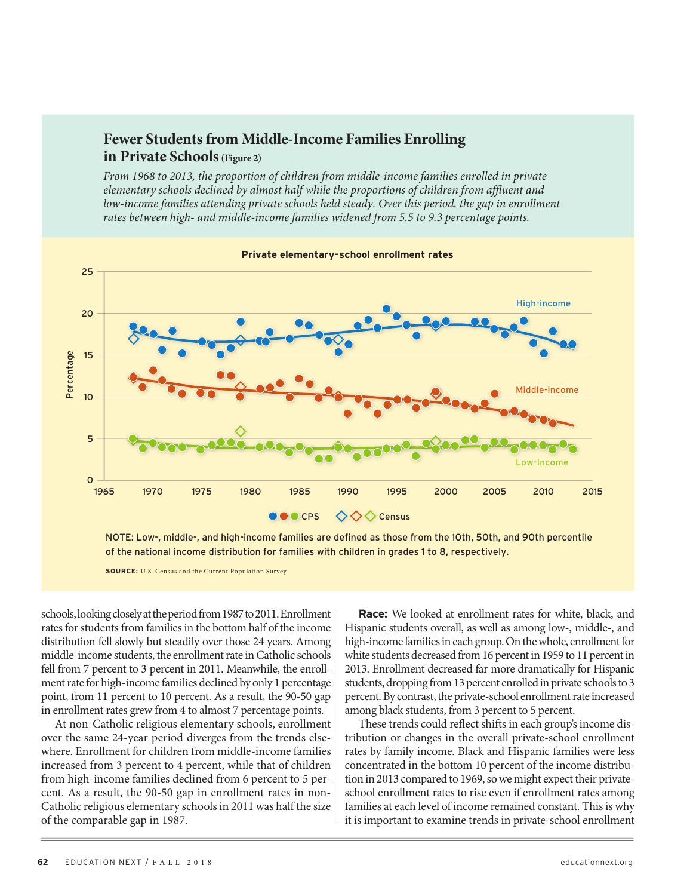## Fewer Students from Middle-Income Families Enrolling in Private Schools (Figure 2)

*From 1968 to 2013, the proportion of children from middle-income families enrolled in private elementary schools declined by almost half while the proportions of children from affluent and low-income families attending private schools held steady. Over this period, the gap in enrollment rates between high- and middle-income families widened from 5.5 to 9.3 percentage points.*

**Private elementary-school enrollment rates**

NOTE: Low-, middle-, and high-income families are defined as those from the 10th, 50th, and 90th percentile of the national income distribution for families with children in grades 1 to 8, respectively.

**SOURCE:** U.S. Census and the Current Population Survey

schools, looking closely at the period from 1987 to 2011. Enrollment rates for students from families in the bottom half of the income distribution fell slowly but steadily over those 24 years. Among middle-income students, the enrollment rate in Catholic schools fell from 7 percent to 3 percent in 2011. Meanwhile, the enrollment rate for high-income families declined by only 1 percentage point, from 11 percent to 10 percent. As a result, the 90-50 gap in enrollment rates grew from 4 to almost 7 percentage points.

At non-Catholic religious elementary schools, enrollment over the same 24-year period diverges from the trends elsewhere. Enrollment for children from middle-income families increased from 3 percent to 4 percent, while that of children from high-income families declined from 6 percent to 5 percent. As a result, the 90-50 gap in enrollment rates in non-Catholic religious elementary schools in 2011 was half the size of the comparable gap in 1987.

**Race:** We looked at enrollment rates for white, black, and Hispanic students overall, as well as among low-, middle-, and high-income families in each group. On the whole, enrollment for white students decreased from 16 percent in 1959 to 11 percent in 2013. Enrollment decreased far more dramatically for Hispanic students, dropping from 13 percent enrolled in private schools to 3 percent. By contrast, the private-school enrollment rate increased among black students, from 3 percent to 5 percent.

These trends could reflect shifts in each group's income distribution or changes in the overall private-school enrollment rates by family income. Black and Hispanic families were less concentrated in the bottom 10 percent of the income distribution in 2013 compared to 1969, so we might expect their private-school enrollment rates to rise even if enrollment rates among families at each level of income remained constant. This is why it is important to examine trends in private-school enrollment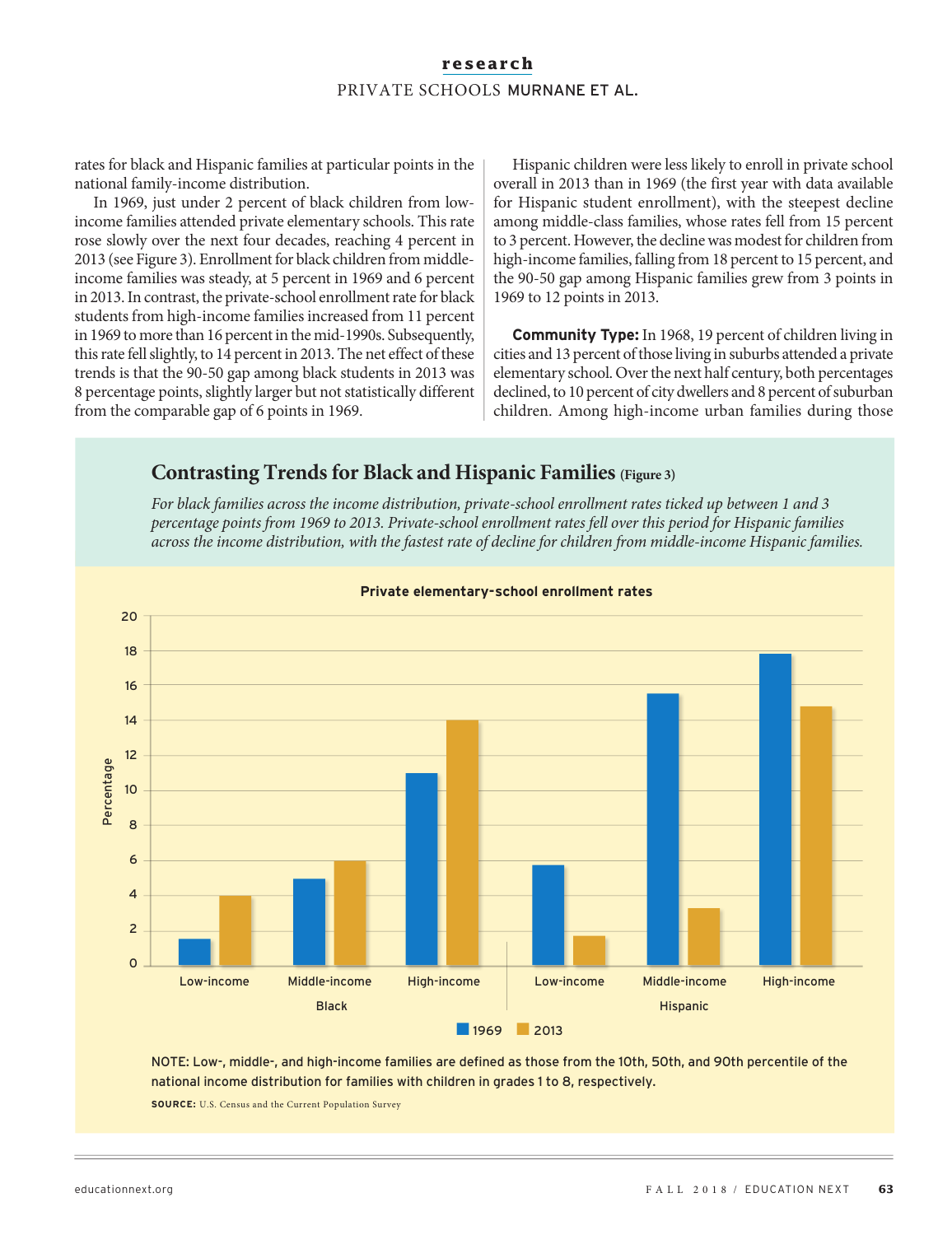rates for black and Hispanic families at particular points in the national family-income distribution.

In 1969, just under 2 percent of black children from low-income families attended private elementary schools. This rate rose slowly over the next four decades, reaching 4 percent in 2013 (see Figure 3). Enrollment for black children from middle-income families was steady, at 5 percent in 1969 and 6 percent in 2013. In contrast, the private-school enrollment rate for black students from high-income families increased from 11 percent in 1969 to more than 16 percent in the mid-1990s. Subsequently, this rate fell slightly, to 14 percent in 2013. The net effect of these trends is that the 90-50 gap among black students in 2013 was 8 percentage points, slightly larger but not statistically different from the comparable gap of 6 points in 1969.

Hispanic children were less likely to enroll in private school overall in 2013 than in 1969 (the first year with data available for Hispanic student enrollment), with the steepest decline among middle-class families, whose rates fell from 15 percent to 3 percent. However, the decline was modest for children from high-income families, falling from 18 percent to 15 percent, and the 90-50 gap among Hispanic families grew from 3 points in 1969 to 12 points in 2013.

**Community Type:** In 1968, 19 percent of children living in cities and 13 percent of those living in suburbs attended a private elementary school. Over the next half century, both percentages declined, to 10 percent of city dwellers and 8 percent of suburban children. Among high-income urban families during those

## Contrasting Trends for Black and Hispanic Families (Figure 3)

*For black families across the income distribution, private-school enrollment rates ticked up between 1 and 3 percentage points from 1969 to 2013. Private-school enrollment rates fell over this period for Hispanic families across the income distribution, with the fastest rate of decline for children from middle-income Hispanic families.*

**Private elementary-school enrollment rates**

NOTE: Low-, middle-, and high-income families are defined as those from the 10th, 50th, and 90th percentile of the national income distribution for families with children in grades 1 to 8, respectively.

**SOURCE:** U.S. Census and the Current Population Survey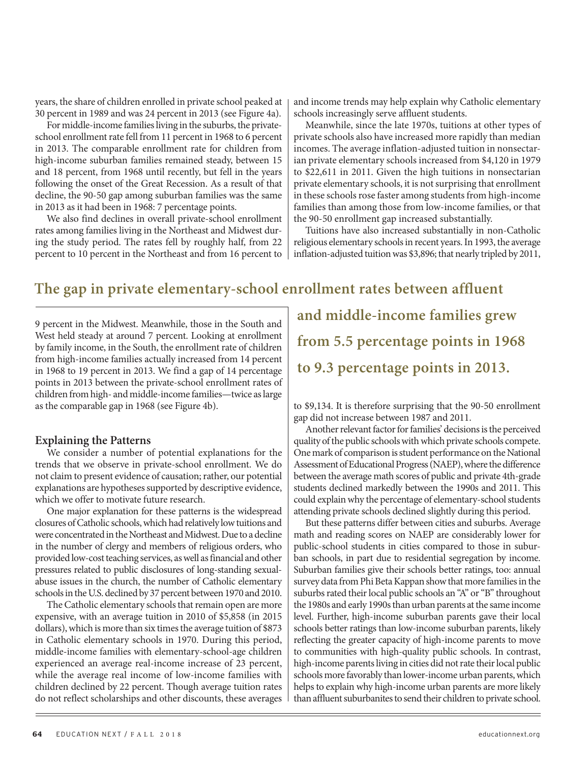years, the share of children enrolled in private school peaked at 30 percent in 1989 and was 24 percent in 2013 (see Figure 4a).

For middle-income families living in the suburbs, the private-school enrollment rate fell from 11 percent in 1968 to 6 percent in 2013. The comparable enrollment rate for children from high-income suburban families remained steady, between 15 and 18 percent, from 1968 until recently, but fell in the years following the onset of the Great Recession. As a result of that decline, the 90-50 gap among suburban families was the same in 2013 as it had been in 1968: 7 percentage points.

We also find declines in overall private-school enrollment rates among families living in the Northeast and Midwest during the study period. The rates fell by roughly half, from 22 percent to 10 percent in the Northeast and from 16 percent to 9 percent in the Midwest. Meanwhile, those in the South and West held steady at around 7 percent. Looking at enrollment by family income, in the South, the enrollment rate of children from high-income families actually increased from 14 percent in 1968 to 19 percent in 2013. We find a gap of 14 percentage points in 2013 between the private-school enrollment rates of children from high- and middle-income families—twice as large as the comparable gap in 1968 (see Figure 4b).

## Explaining the Patterns

We consider a number of potential explanations for the trends that we observe in private-school enrollment. We do not claim to present evidence of causation; rather, our potential explanations are hypotheses supported by descriptive evidence, which we offer to motivate future research.

One major explanation for these patterns is the widespread closures of Catholic schools, which had relatively low tuitions and were concentrated in the Northeast and Midwest. Due to a decline in the number of clergy and members of religious orders, who provided low-cost teaching services, as well as financial and other pressures related to public disclosures of long-standing sexual-abuse issues in the church, the number of Catholic elementary schools in the U.S. declined by 37 percent between 1970 and 2010.

The Catholic elementary schools that remain open are more expensive, with an average tuition in 2010 of $5,858 (in 2015 dollars), which is more than six times the average tuition of $873 in Catholic elementary schools in 1970. During this period, middle-income families with elementary-school-age children experienced an average real-income increase of 23 percent, while the average real income of low-income families with children declined by 22 percent. Though average tuition rates do not reflect scholarships and other discounts, these averages and income trends may help explain why Catholic elementary schools increasingly serve affluent students.

Meanwhile, since the late 1970s, tuitions at other types of private schools also have increased more rapidly than median incomes. The average inflation-adjusted tuition in nonsectarian private elementary schools increased from $4,120 in 1979 to $22,611 in 2011. Given the high tuitions in nonsectarian private elementary schools, it is not surprising that enrollment in these schools rose faster among students from high-income families than among those from low-income families, or that the 90-50 enrollment gap increased substantially.

Tuitions have also increased substantially in non-Catholic religious elementary schools in recent years. In 1993, the average inflation-adjusted tuition was $3,896; that nearly tripled by 2011, to $9,134. It is therefore surprising that the 90-50 enrollment gap did not increase between 1987 and 2011.

**The gap in private elementary-school enrollment rates between affluent and middle-income families grew from 5.5 percentage points in 1968 to 9.3 percentage points in 2013.**

Another relevant factor for families' decisions is the perceived quality of the public schools with which private schools compete. One mark of comparison is student performance on the National Assessment of Educational Progress (NAEP), where the difference between the average math scores of public and private 4th-grade students declined markedly between the 1990s and 2011. This could explain why the percentage of elementary-school students attending private schools declined slightly during this period.

But these patterns differ between cities and suburbs. Average math and reading scores on NAEP are considerably lower for public-school students in cities compared to those in suburban schools, in part due to residential segregation by income. Suburban families give their schools better ratings, too: annual survey data from Phi Beta Kappan show that more families in the suburbs rated their local public schools an "A" or "B" throughout the 1980s and early 1990s than urban parents at the same income level. Further, high-income suburban parents gave their local schools better ratings than low-income suburban parents, likely reflecting the greater capacity of high-income parents to move to communities with high-quality public schools. In contrast, high-income parents living in cities did not rate their local public schools more favorably than lower-income urban parents, which helps to explain why high-income urban parents are more likely than affluent suburbanites to send their children to private school.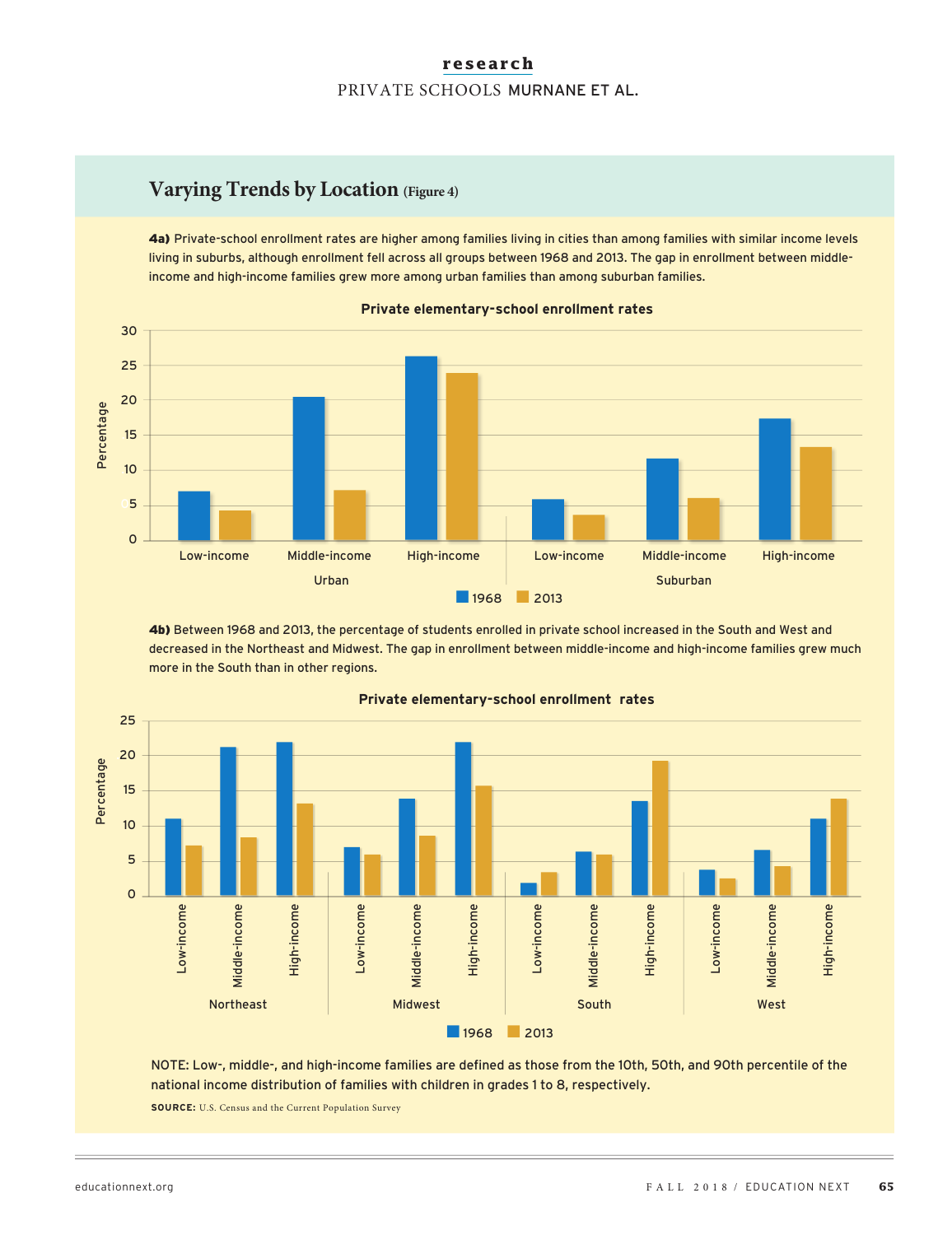## Varying Trends by Location (Figure 4)

**4a)** Private-school enrollment rates are higher among families living in cities than among families with similar income levels living in suburbs, although enrollment fell across all groups between 1968 and 2013. The gap in enrollment between middle-income and high-income families grew more among urban families than among suburban families.

**Private elementary-school enrollment rates**

Percentage

Urban: Low-income, Middle-income, High-income | Suburban: Low-income, Middle-income, High-income

1968 | 2013

**4b)** Between 1968 and 2013, the percentage of students enrolled in private school increased in the South and West and decreased in the Northeast and Midwest. The gap in enrollment between middle-income and high-income families grew much more in the South than in other regions.

**Private elementary-school enrollment rates**

Percentage

Northeast: Low-income, Middle-income, High-income | Midwest: Low-income, Middle-income, High-income | South: Low-income, Middle-income, High-income | West: Low-income, Middle-income, High-income

1968 | 2013

NOTE: Low-, middle-, and high-income families are defined as those from the 10th, 50th, and 90th percentile of the national income distribution of families with children in grades 1 to 8, respectively.

**SOURCE:** U.S. Census and the Current Population Survey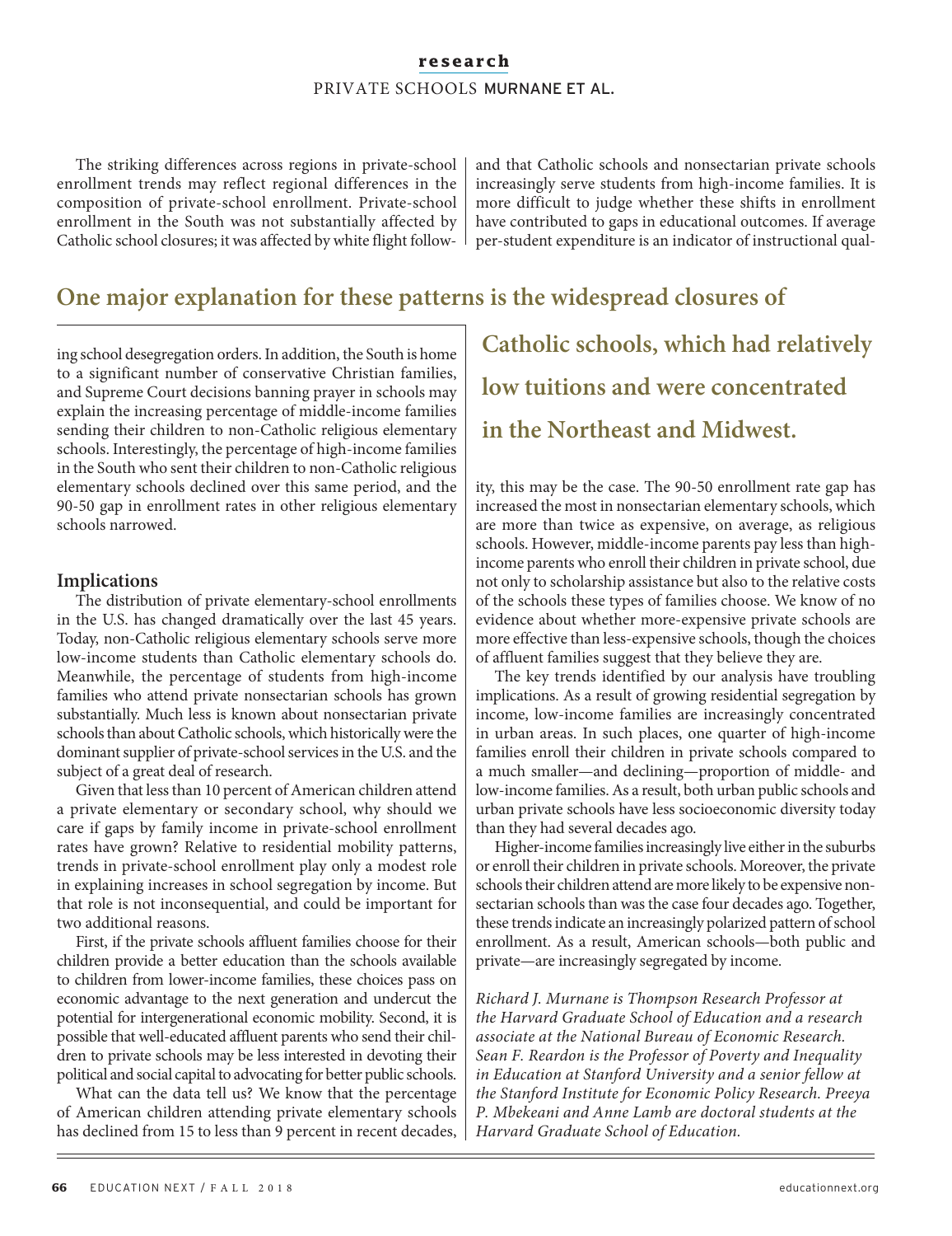The striking differences across regions in private-school enrollment trends may reflect regional differences in the composition of private-school enrollment. Private-school enrollment in the South was not substantially affected by Catholic school closures; it was affected by white flight following school desegregation orders. In addition, the South is home to a significant number of conservative Christian families, and Supreme Court decisions banning prayer in schools may explain the increasing percentage of middle-income families sending their children to non-Catholic religious elementary schools. Interestingly, the percentage of high-income families in the South who sent their children to non-Catholic religious elementary schools declined over this same period, and the 90-50 gap in enrollment rates in other religious elementary schools narrowed.

**One major explanation for these patterns is the widespread closures of Catholic schools, which had relatively low tuitions and were concentrated in the Northeast and Midwest.**

## Implications

The distribution of private elementary-school enrollments in the U.S. has changed dramatically over the last 45 years. Today, non-Catholic religious elementary schools serve more low-income students than Catholic elementary schools do. Meanwhile, the percentage of students from high-income families who attend private nonsectarian schools has grown substantially. Much less is known about nonsectarian private schools than about Catholic schools, which historically were the dominant supplier of private-school services in the U.S. and the subject of a great deal of research.

Given that less than 10 percent of American children attend a private elementary or secondary school, why should we care if gaps by family income in private-school enrollment rates have grown? Relative to residential mobility patterns, trends in private-school enrollment play only a modest role in explaining increases in school segregation by income. But that role is not inconsequential, and could be important for two additional reasons.

First, if the private schools affluent families choose for their children provide a better education than the schools available to children from lower-income families, these choices pass on economic advantage to the next generation and undercut the potential for intergenerational economic mobility. Second, it is possible that well-educated affluent parents who send their children to private schools may be less interested in devoting their political and social capital to advocating for better public schools.

What can the data tell us? We know that the percentage of American children attending private elementary schools has declined from 15 to less than 9 percent in recent decades, and that Catholic schools and nonsectarian private schools increasingly serve students from high-income families. It is more difficult to judge whether these shifts in enrollment have contributed to gaps in educational outcomes. If average per-student expenditure is an indicator of instructional quality, this may be the case. The 90-50 enrollment rate gap has increased the most in nonsectarian elementary schools, which are more than twice as expensive, on average, as religious schools. However, middle-income parents pay less than high-income parents who enroll their children in private school, due not only to scholarship assistance but also to the relative costs of the schools these types of families choose. We know of no evidence about whether more-expensive private schools are more effective than less-expensive schools, though the choices of affluent families suggest that they believe they are.

The key trends identified by our analysis have troubling implications. As a result of growing residential segregation by income, low-income families are increasingly concentrated in urban areas. In such places, one quarter of high-income families enroll their children in private schools compared to a much smaller—and declining—proportion of middle- and low-income families. As a result, both urban public schools and urban private schools have less socioeconomic diversity today than they had several decades ago.

Higher-income families increasingly live either in the suburbs or enroll their children in private schools. Moreover, the private schools their children attend are more likely to be expensive nonsectarian schools than was the case four decades ago. Together, these trends indicate an increasingly polarized pattern of school enrollment. As a result, American schools—both public and private—are increasingly segregated by income.

*Richard J. Murnane is Thompson Research Professor at the Harvard Graduate School of Education and a research associate at the National Bureau of Economic Research. Sean F. Reardon is the Professor of Poverty and Inequality in Education at Stanford University and a senior fellow at the Stanford Institute for Economic Policy Research. Preeya P. Mbekeani and Anne Lamb are doctoral students at the Harvard Graduate School of Education.*